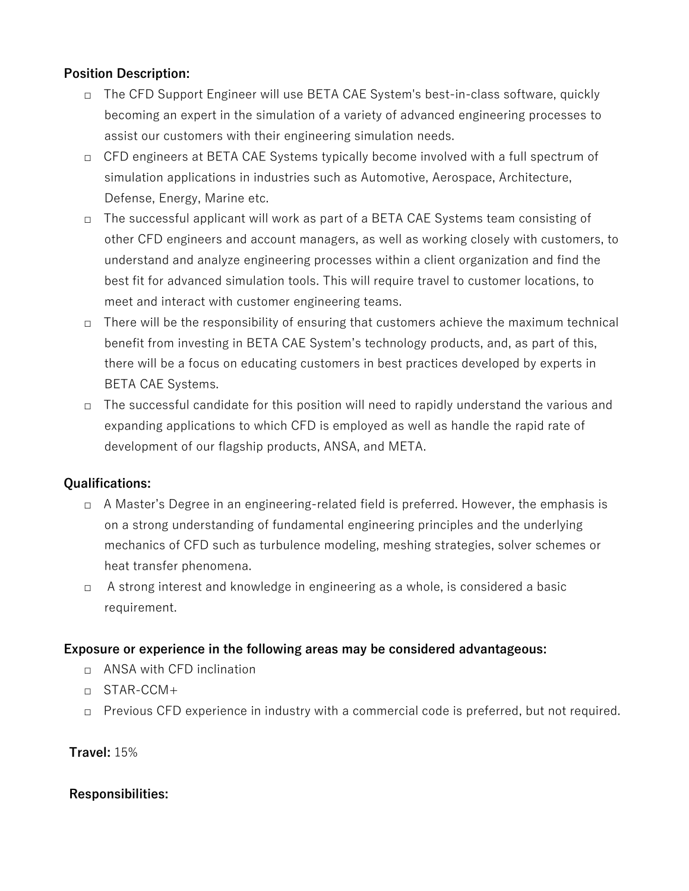**Position Description:**

- The CFD Support Engineer will use BETA CAE System's best-in-class software, quickly becoming an expert in the simulation of a variety of advanced engineering processes to assist our customers with their engineering simulation needs.
- CFD engineers at BETA CAE Systems typically become involved with a full spectrum of simulation applications in industries such as Automotive, Aerospace, Architecture, Defense, Energy, Marine etc.
- The successful applicant will work as part of a BETA CAE Systems team consisting of other CFD engineers and account managers, as well as working closely with customers, to understand and analyze engineering processes within a client organization and find the best fit for advanced simulation tools. This will require travel to customer locations, to meet and interact with customer engineering teams.
- There will be the responsibility of ensuring that customers achieve the maximum technical benefit from investing in BETA CAE System's technology products, and, as part of this, there will be a focus on educating customers in best practices developed by experts in BETA CAE Systems.
- The successful candidate for this position will need to rapidly understand the various and expanding applications to which CFD is employed as well as handle the rapid rate of development of our flagship products, ANSA, and META.

**Qualifications:**

- A Master's Degree in an engineering-related field is preferred. However, the emphasis is on a strong understanding of fundamental engineering principles and the underlying mechanics of CFD such as turbulence modeling, meshing strategies, solver schemes or heat transfer phenomena.
- A strong interest and knowledge in engineering as a whole, is considered a basic requirement.

**Exposure or experience in the following areas may be considered advantageous:**

- ANSA with CFD inclination
- STAR-CCM+
- Previous CFD experience in industry with a commercial code is preferred, but not required.

**Travel:** 15%

**Responsibilities:**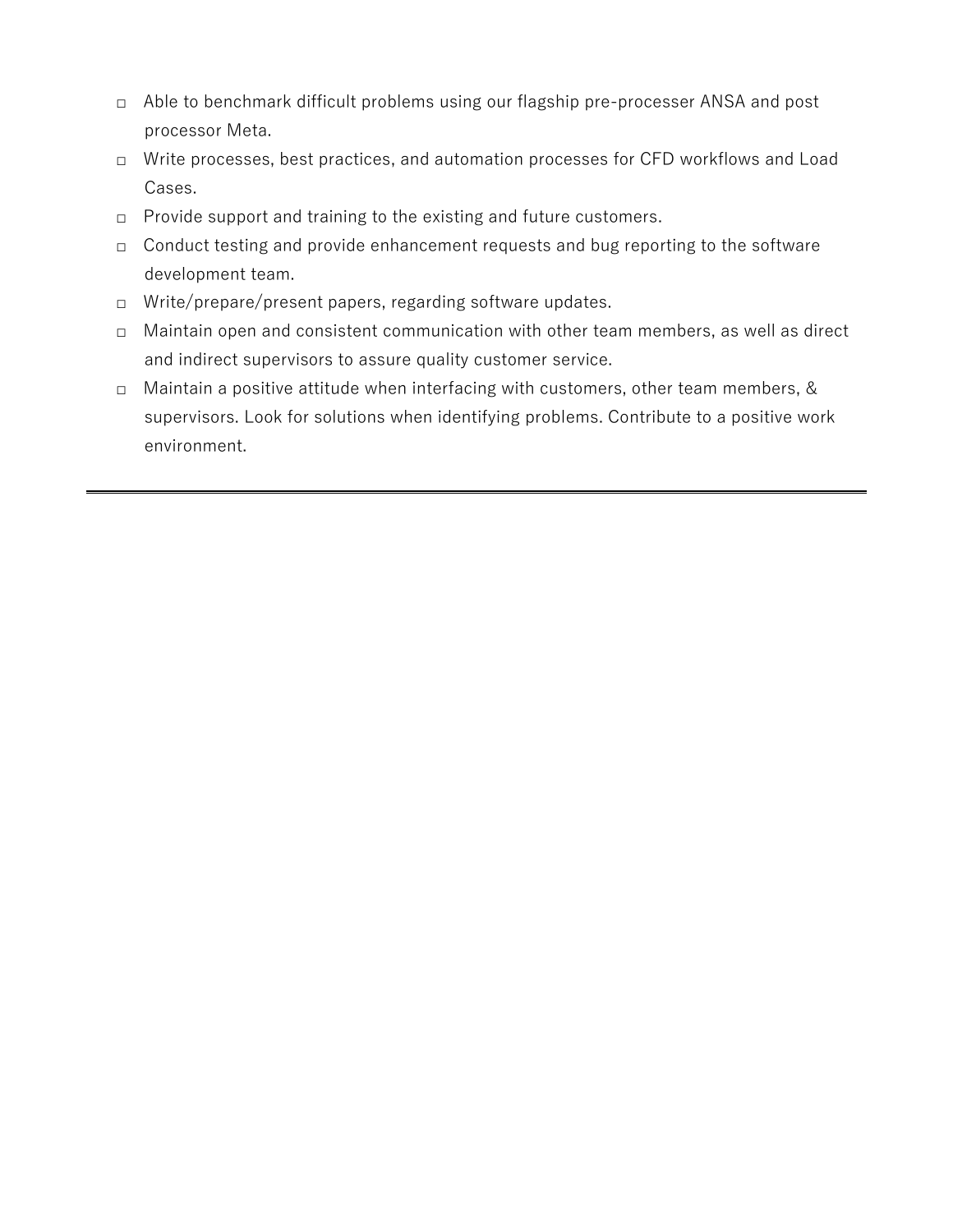- Able to benchmark difficult problems using our flagship pre-processer ANSA and post processor Meta.
- Write processes, best practices, and automation processes for CFD workflows and Load Cases.
- Provide support and training to the existing and future customers.
- Conduct testing and provide enhancement requests and bug reporting to the software development team.
- Write/prepare/present papers, regarding software updates.
- Maintain open and consistent communication with other team members, as well as direct and indirect supervisors to assure quality customer service.
- Maintain a positive attitude when interfacing with customers, other team members, & supervisors. Look for solutions when identifying problems. Contribute to a positive work environment.

---